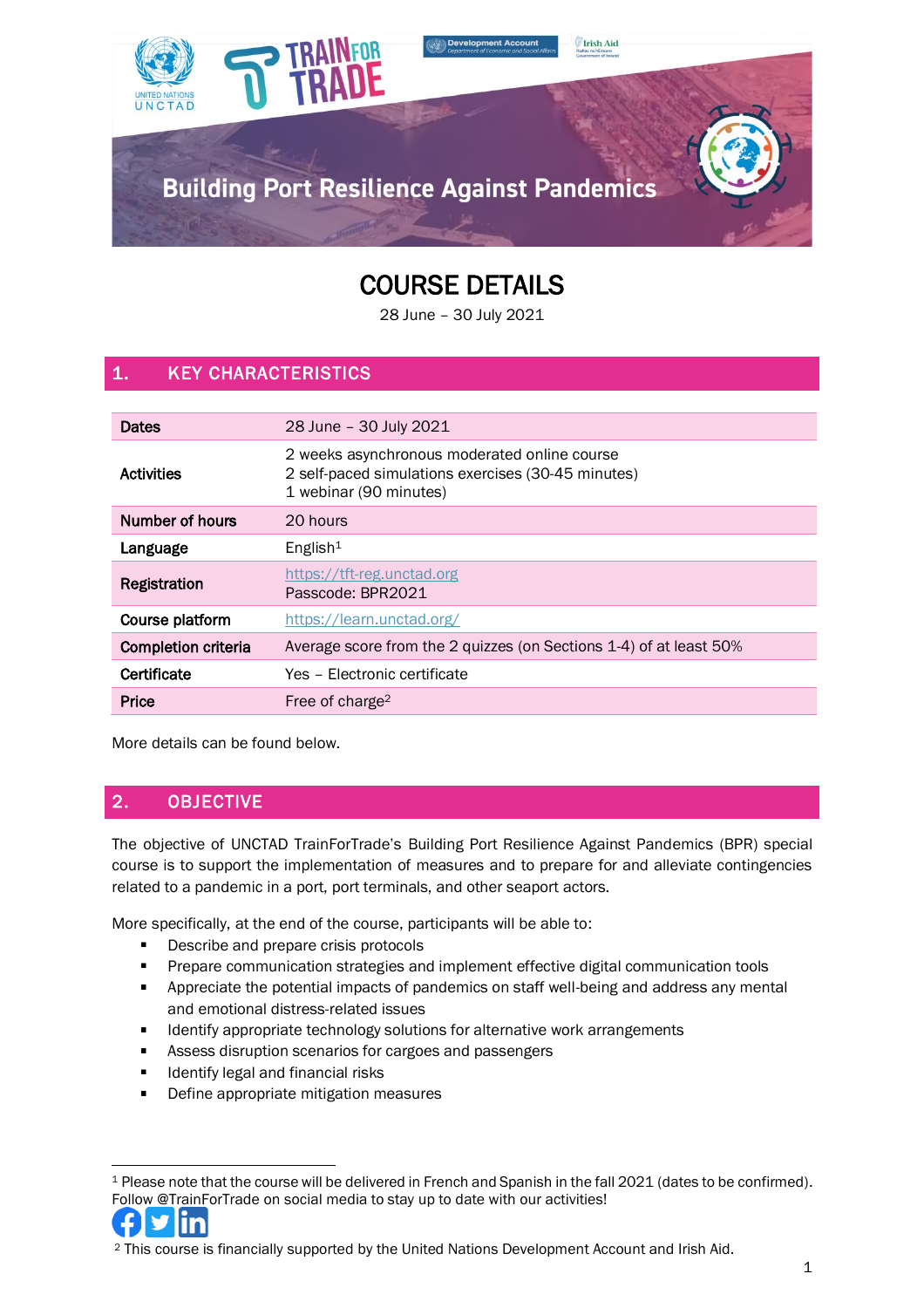# Building Port Resilience Against Pandemics

# COURSE DETAILS

28 June – 30 July 2021

## 1. KEY CHARACTERISTICS

| | |
|---|---|
| **Dates** | 28 June – 30 July 2021 |
| **Activities** | 2 weeks asynchronous moderated online course<br>2 self-paced simulations exercises (30-45 minutes)<br>1 webinar (90 minutes) |
| **Number of hours** | 20 hours |
| **Language** | English[1] |
| **Registration** | https://tft-reg.unctad.org<br>Passcode: BPR2021 |
| **Course platform** | https://learn.unctad.org/ |
| **Completion criteria** | Average score from the 2 quizzes (on Sections 1-4) of at least 50% |
| **Certificate** | Yes – Electronic certificate |
| **Price** | Free of charge[2] |

More details can be found below.

## 2. OBJECTIVE

The objective of UNCTAD TrainForTrade's Building Port Resilience Against Pandemics (BPR) special course is to support the implementation of measures and to prepare for and alleviate contingencies related to a pandemic in a port, port terminals, and other seaport actors.

More specifically, at the end of the course, participants will be able to:

- Describe and prepare crisis protocols
- Prepare communication strategies and implement effective digital communication tools
- Appreciate the potential impacts of pandemics on staff well-being and address any mental and emotional distress-related issues
- Identify appropriate technology solutions for alternative work arrangements
- Assess disruption scenarios for cargoes and passengers
- Identify legal and financial risks
- Define appropriate mitigation measures

---

[1] Please note that the course will be delivered in French and Spanish in the fall 2021 (dates to be confirmed). Follow @TrainForTrade on social media to stay up to date with our activities!

[2] This course is financially supported by the United Nations Development Account and Irish Aid.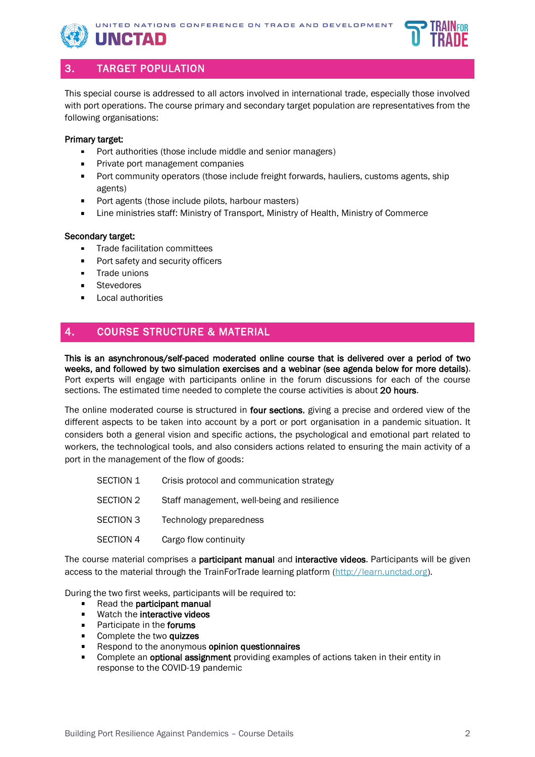## 3. TARGET POPULATION

This special course is addressed to all actors involved in international trade, especially those involved with port operations. The course primary and secondary target population are representatives from the following organisations:

**Primary target:**

- Port authorities (those include middle and senior managers)
- Private port management companies
- Port community operators (those include freight forwards, hauliers, customs agents, ship agents)
- Port agents (those include pilots, harbour masters)
- Line ministries staff: Ministry of Transport, Ministry of Health, Ministry of Commerce

**Secondary target:**

- Trade facilitation committees
- Port safety and security officers
- Trade unions
- Stevedores
- Local authorities

## 4. COURSE STRUCTURE & MATERIAL

**This is an asynchronous/self-paced moderated online course that is delivered over a period of two weeks, and followed by two simulation exercises and a webinar (see agenda below for more details).** Port experts will engage with participants online in the forum discussions for each of the course sections. The estimated time needed to complete the course activities is about **20 hours**.

The online moderated course is structured in **four sections**, giving a precise and ordered view of the different aspects to be taken into account by a port or port organisation in a pandemic situation. It considers both a general vision and specific actions, the psychological and emotional part related to workers, the technological tools, and also considers actions related to ensuring the main activity of a port in the management of the flow of goods:

| | |
|---|---|
| SECTION 1 | Crisis protocol and communication strategy |
| SECTION 2 | Staff management, well-being and resilience |
| SECTION 3 | Technology preparedness |
| SECTION 4 | Cargo flow continuity |

The course material comprises a **participant manual** and **interactive videos**. Participants will be given access to the material through the TrainForTrade learning platform (http://learn.unctad.org).

During the two first weeks, participants will be required to:

- Read the **participant manual**
- Watch the **interactive videos**
- Participate in the **forums**
- Complete the two **quizzes**
- Respond to the anonymous **opinion questionnaires**
- Complete an **optional assignment** providing examples of actions taken in their entity in response to the COVID-19 pandemic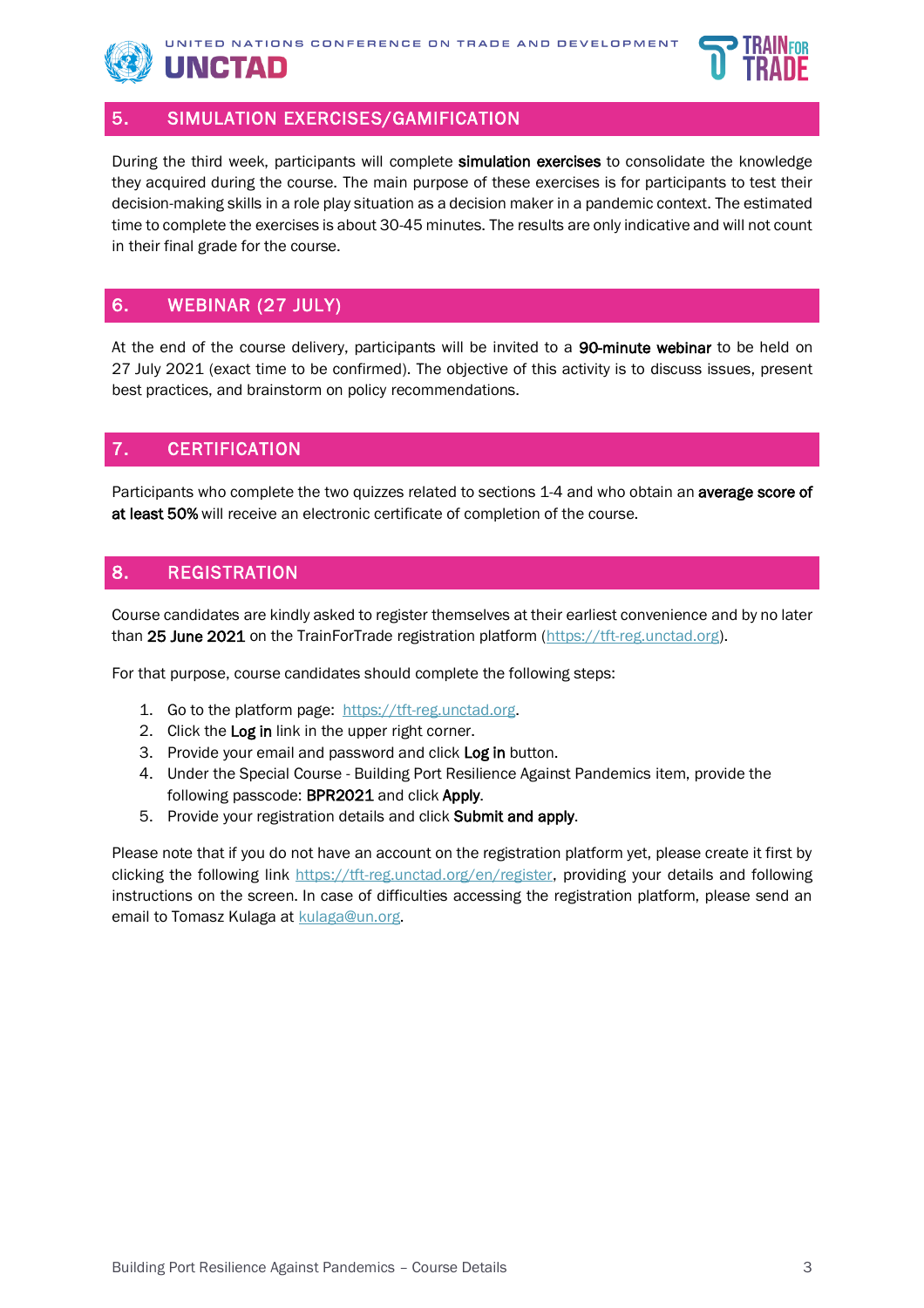## 5. SIMULATION EXERCISES/GAMIFICATION

During the third week, participants will complete **simulation exercises** to consolidate the knowledge they acquired during the course. The main purpose of these exercises is for participants to test their decision-making skills in a role play situation as a decision maker in a pandemic context. The estimated time to complete the exercises is about 30-45 minutes. The results are only indicative and will not count in their final grade for the course.

## 6. WEBINAR (27 JULY)

At the end of the course delivery, participants will be invited to a **90-minute webinar** to be held on 27 July 2021 (exact time to be confirmed). The objective of this activity is to discuss issues, present best practices, and brainstorm on policy recommendations.

## 7. CERTIFICATION

Participants who complete the two quizzes related to sections 1-4 and who obtain an **average score of at least 50%** will receive an electronic certificate of completion of the course.

## 8. REGISTRATION

Course candidates are kindly asked to register themselves at their earliest convenience and by no later than **25 June 2021** on the TrainForTrade registration platform (https://tft-reg.unctad.org).

For that purpose, course candidates should complete the following steps:

1. Go to the platform page: https://tft-reg.unctad.org.
2. Click the **Log in** link in the upper right corner.
3. Provide your email and password and click **Log in** button.
4. Under the Special Course - Building Port Resilience Against Pandemics item, provide the following passcode: **BPR2021** and click **Apply**.
5. Provide your registration details and click **Submit and apply**.

Please note that if you do not have an account on the registration platform yet, please create it first by clicking the following link https://tft-reg.unctad.org/en/register, providing your details and following instructions on the screen. In case of difficulties accessing the registration platform, please send an email to Tomasz Kulaga at kulaga@un.org.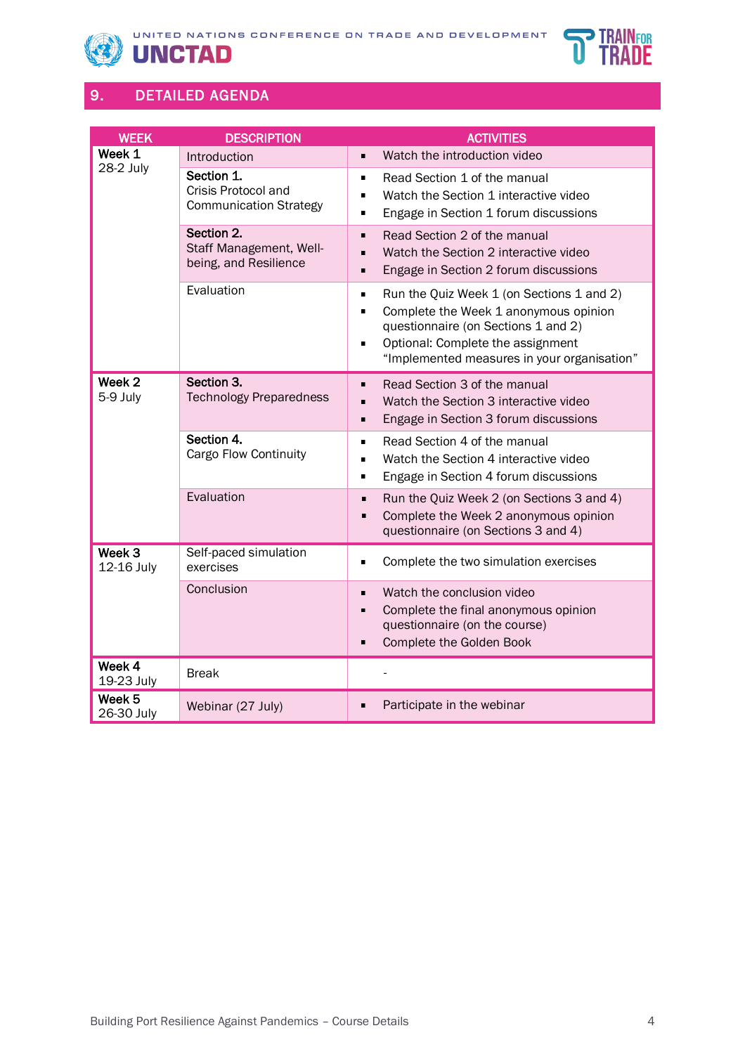## 9. DETAILED AGENDA

| WEEK | DESCRIPTION | ACTIVITIES |
|---|---|---|
| **Week 1**<br>28-2 July | Introduction | ▪ Watch the introduction video |
| | **Section 1.**<br>Crisis Protocol and Communication Strategy | ▪ Read Section 1 of the manual<br>▪ Watch the Section 1 interactive video<br>▪ Engage in Section 1 forum discussions |
| | **Section 2.**<br>Staff Management, Well-being, and Resilience | ▪ Read Section 2 of the manual<br>▪ Watch the Section 2 interactive video<br>▪ Engage in Section 2 forum discussions |
| | Evaluation | ▪ Run the Quiz Week 1 (on Sections 1 and 2)<br>▪ Complete the Week 1 anonymous opinion questionnaire (on Sections 1 and 2)<br>▪ Optional: Complete the assignment "Implemented measures in your organisation" |
| **Week 2**<br>5-9 July | **Section 3.**<br>Technology Preparedness | ▪ Read Section 3 of the manual<br>▪ Watch the Section 3 interactive video<br>▪ Engage in Section 3 forum discussions |
| | **Section 4.**<br>Cargo Flow Continuity | ▪ Read Section 4 of the manual<br>▪ Watch the Section 4 interactive video<br>▪ Engage in Section 4 forum discussions |
| | Evaluation | ▪ Run the Quiz Week 2 (on Sections 3 and 4)<br>▪ Complete the Week 2 anonymous opinion questionnaire (on Sections 3 and 4) |
| **Week 3**<br>12-16 July | Self-paced simulation exercises | ▪ Complete the two simulation exercises |
| | Conclusion | ▪ Watch the conclusion video<br>▪ Complete the final anonymous opinion questionnaire (on the course)<br>▪ Complete the Golden Book |
| **Week 4**<br>19-23 July | Break | - |
| **Week 5**<br>26-30 July | Webinar (27 July) | ▪ Participate in the webinar |